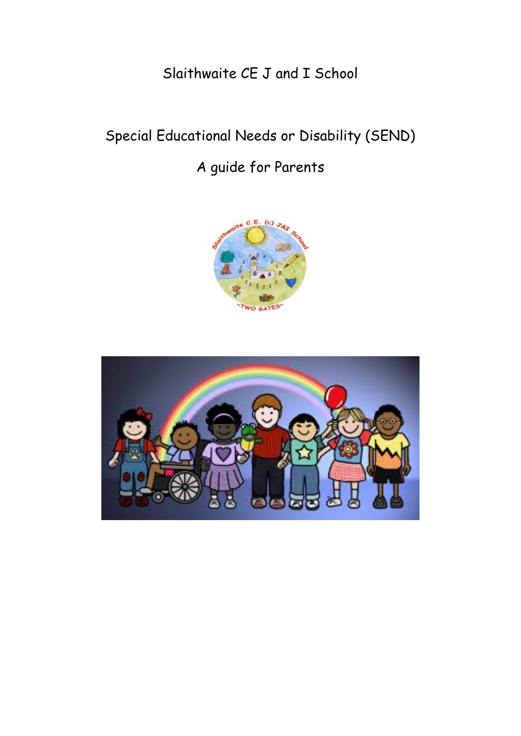# Slaithwaite CE J and I School

## Special Educational Needs or Disability (SEND)

## A guide for Parents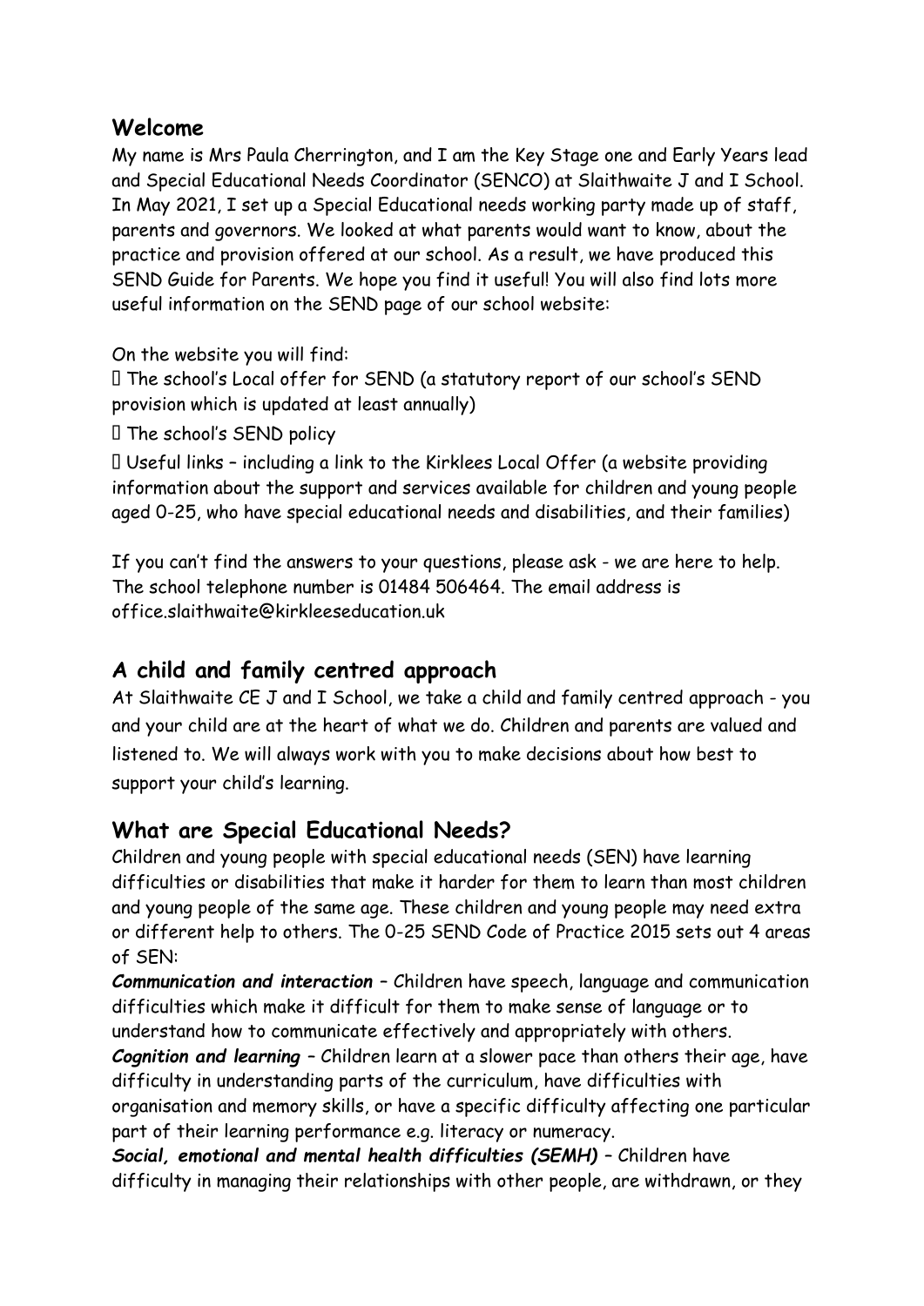## Welcome

My name is Mrs Paula Cherrington, and I am the Key Stage one and Early Years lead and Special Educational Needs Coordinator (SENCO) at Slaithwaite J and I School. In May 2021, I set up a Special Educational needs working party made up of staff, parents and governors. We looked at what parents would want to know, about the practice and provision offered at our school. As a result, we have produced this SEND Guide for Parents. We hope you find it useful! You will also find lots more useful information on the SEND page of our school website:

On the website you will find:

- The school's Local offer for SEND (a statutory report of our school's SEND provision which is updated at least annually)
- The school's SEND policy
- Useful links – including a link to the Kirklees Local Offer (a website providing information about the support and services available for children and young people aged 0-25, who have special educational needs and disabilities, and their families)

If you can't find the answers to your questions, please ask - we are here to help. The school telephone number is 01484 506464. The email address is office.slaithwaite@kirkleeseducation.uk

## A child and family centred approach

At Slaithwaite CE J and I School, we take a child and family centred approach - you and your child are at the heart of what we do. Children and parents are valued and listened to. We will always work with you to make decisions about how best to support your child's learning.

## What are Special Educational Needs?

Children and young people with special educational needs (SEN) have learning difficulties or disabilities that make it harder for them to learn than most children and young people of the same age. These children and young people may need extra or different help to others. The 0-25 SEND Code of Practice 2015 sets out 4 areas of SEN:

***Communication and interaction*** – Children have speech, language and communication difficulties which make it difficult for them to make sense of language or to understand how to communicate effectively and appropriately with others.

***Cognition and learning*** – Children learn at a slower pace than others their age, have difficulty in understanding parts of the curriculum, have difficulties with organisation and memory skills, or have a specific difficulty affecting one particular part of their learning performance e.g. literacy or numeracy.

***Social, emotional and mental health difficulties (SEMH)*** – Children have difficulty in managing their relationships with other people, are withdrawn, or they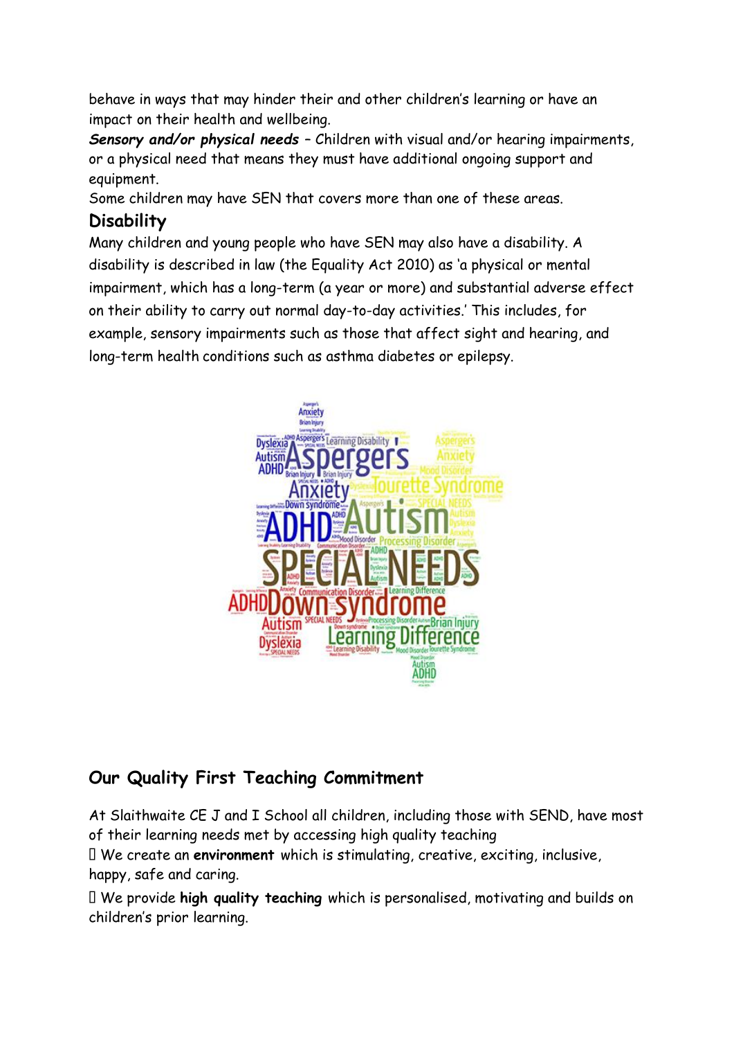behave in ways that may hinder their and other children's learning or have an impact on their health and wellbeing.

***Sensory and/or physical needs*** – Children with visual and/or hearing impairments, or a physical need that means they must have additional ongoing support and equipment.

Some children may have SEN that covers more than one of these areas.

## Disability

Many children and young people who have SEN may also have a disability. A disability is described in law (the Equality Act 2010) as 'a physical or mental impairment, which has a long-term (a year or more) and substantial adverse effect on their ability to carry out normal day-to-day activities.' This includes, for example, sensory impairments such as those that affect sight and hearing, and long-term health conditions such as asthma diabetes or epilepsy.

## Our Quality First Teaching Commitment

At Slaithwaite CE J and I School all children, including those with SEND, have most of their learning needs met by accessing high quality teaching

- We create an **environment** which is stimulating, creative, exciting, inclusive, happy, safe and caring.
- We provide **high quality teaching** which is personalised, motivating and builds on children's prior learning.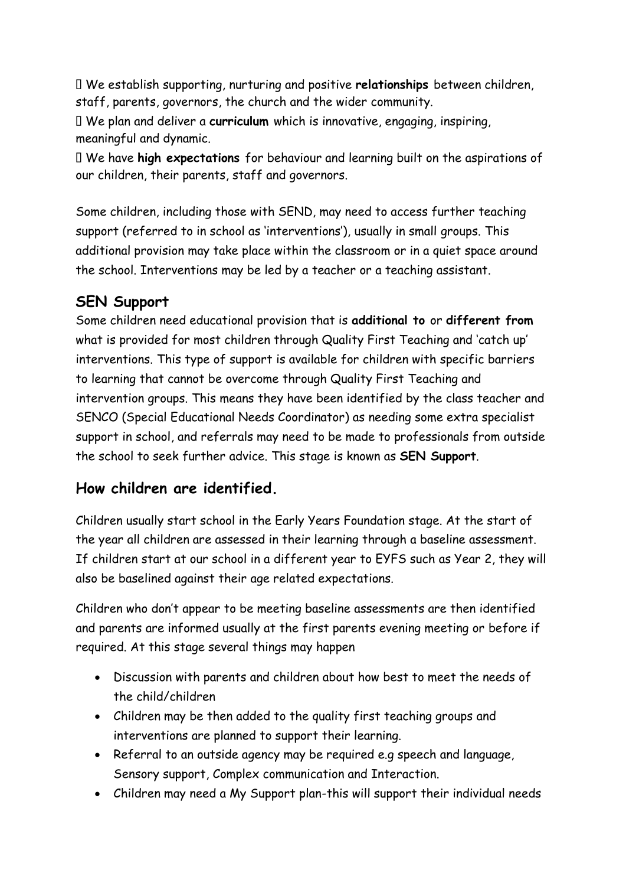- We establish supporting, nurturing and positive **relationships** between children, staff, parents, governors, the church and the wider community.
- We plan and deliver a **curriculum** which is innovative, engaging, inspiring, meaningful and dynamic.
- We have **high expectations** for behaviour and learning built on the aspirations of our children, their parents, staff and governors.

Some children, including those with SEND, may need to access further teaching support (referred to in school as 'interventions'), usually in small groups. This additional provision may take place within the classroom or in a quiet space around the school. Interventions may be led by a teacher or a teaching assistant.

## SEN Support

Some children need educational provision that is **additional to** or **different from** what is provided for most children through Quality First Teaching and 'catch up' interventions. This type of support is available for children with specific barriers to learning that cannot be overcome through Quality First Teaching and intervention groups. This means they have been identified by the class teacher and SENCO (Special Educational Needs Coordinator) as needing some extra specialist support in school, and referrals may need to be made to professionals from outside the school to seek further advice. This stage is known as **SEN Support**.

## How children are identified.

Children usually start school in the Early Years Foundation stage. At the start of the year all children are assessed in their learning through a baseline assessment. If children start at our school in a different year to EYFS such as Year 2, they will also be baselined against their age related expectations.

Children who don't appear to be meeting baseline assessments are then identified and parents are informed usually at the first parents evening meeting or before if required. At this stage several things may happen

- Discussion with parents and children about how best to meet the needs of the child/children
- Children may be then added to the quality first teaching groups and interventions are planned to support their learning.
- Referral to an outside agency may be required e.g speech and language, Sensory support, Complex communication and Interaction.
- Children may need a My Support plan-this will support their individual needs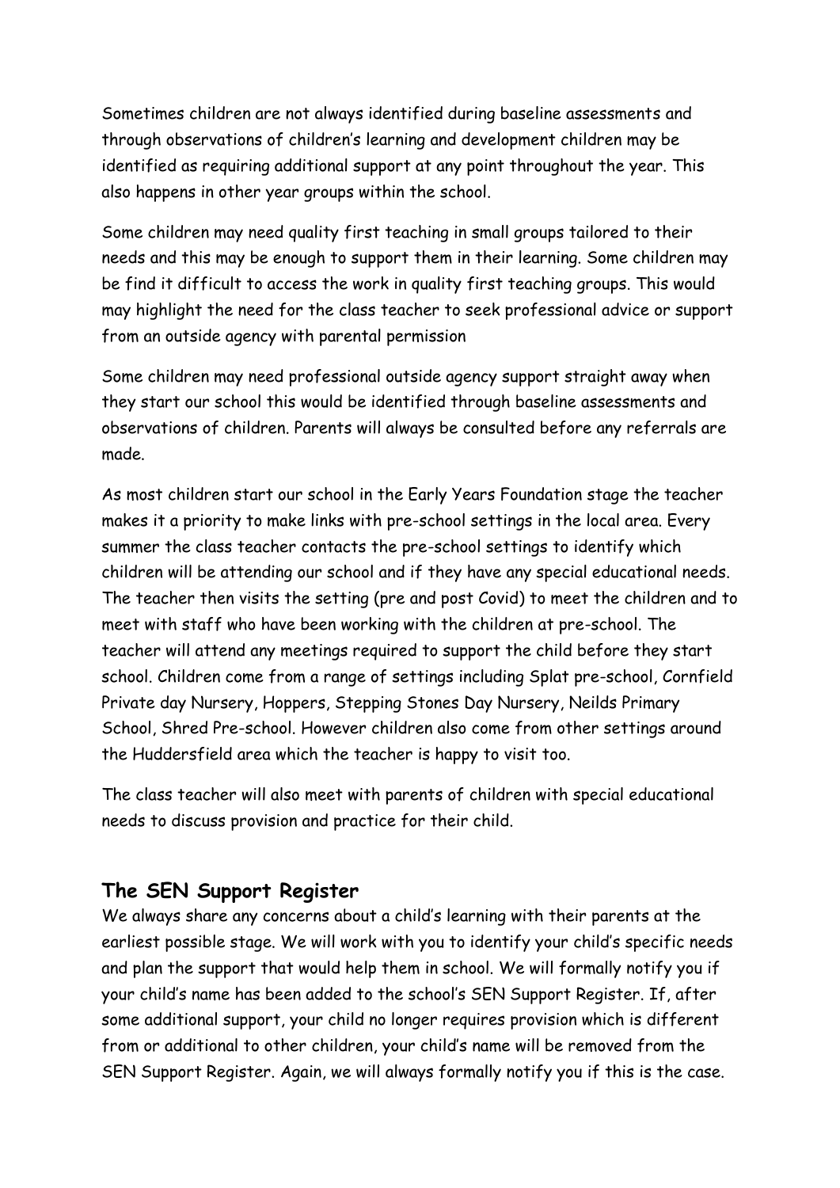Sometimes children are not always identified during baseline assessments and through observations of children's learning and development children may be identified as requiring additional support at any point throughout the year. This also happens in other year groups within the school.

Some children may need quality first teaching in small groups tailored to their needs and this may be enough to support them in their learning. Some children may be find it difficult to access the work in quality first teaching groups. This would may highlight the need for the class teacher to seek professional advice or support from an outside agency with parental permission

Some children may need professional outside agency support straight away when they start our school this would be identified through baseline assessments and observations of children. Parents will always be consulted before any referrals are made.

As most children start our school in the Early Years Foundation stage the teacher makes it a priority to make links with pre-school settings in the local area. Every summer the class teacher contacts the pre-school settings to identify which children will be attending our school and if they have any special educational needs. The teacher then visits the setting (pre and post Covid) to meet the children and to meet with staff who have been working with the children at pre-school. The teacher will attend any meetings required to support the child before they start school. Children come from a range of settings including Splat pre-school, Cornfield Private day Nursery, Hoppers, Stepping Stones Day Nursery, Neilds Primary School, Shred Pre-school. However children also come from other settings around the Huddersfield area which the teacher is happy to visit too.

The class teacher will also meet with parents of children with special educational needs to discuss provision and practice for their child.

## The SEN Support Register

We always share any concerns about a child's learning with their parents at the earliest possible stage. We will work with you to identify your child's specific needs and plan the support that would help them in school. We will formally notify you if your child's name has been added to the school's SEN Support Register. If, after some additional support, your child no longer requires provision which is different from or additional to other children, your child's name will be removed from the SEN Support Register. Again, we will always formally notify you if this is the case.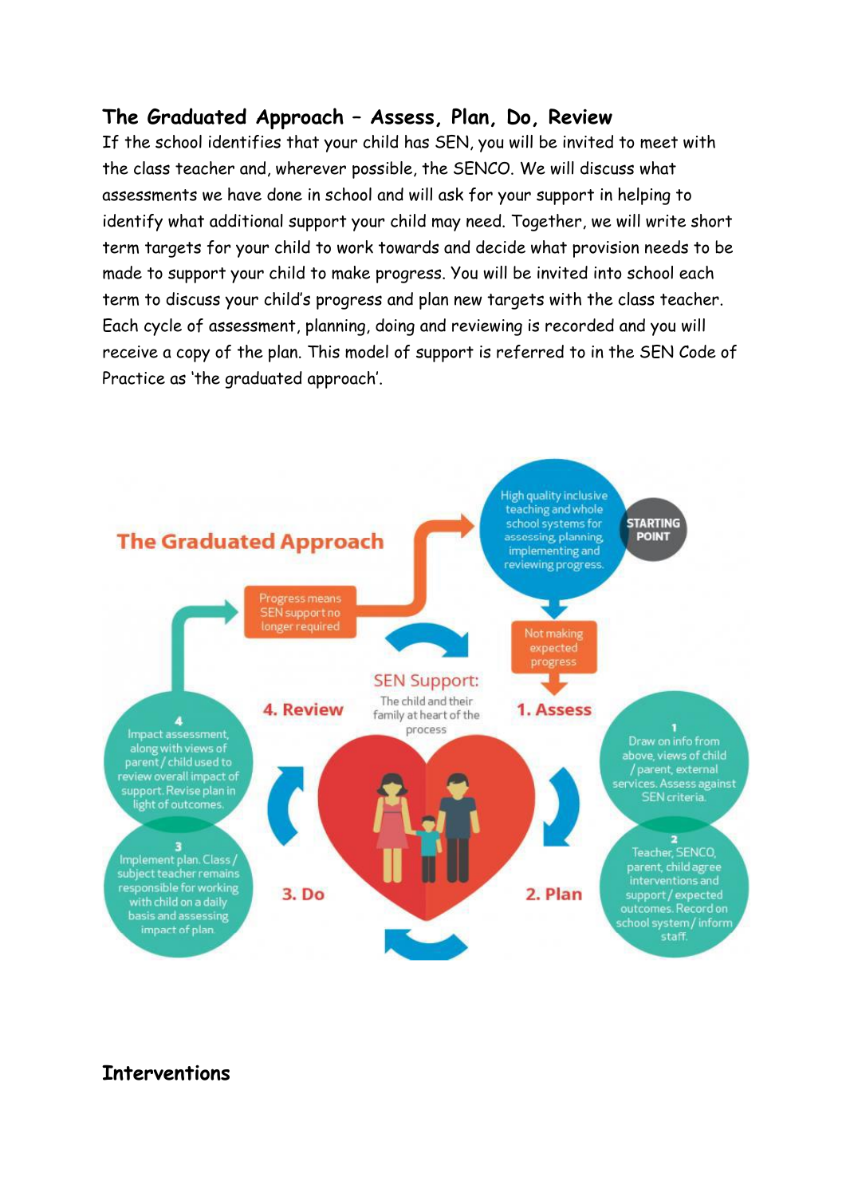## The Graduated Approach – Assess, Plan, Do, Review

If the school identifies that your child has SEN, you will be invited to meet with the class teacher and, wherever possible, the SENCO. We will discuss what assessments we have done in school and will ask for your support in helping to identify what additional support your child may need. Together, we will write short term targets for your child to work towards and decide what provision needs to be made to support your child to make progress. You will be invited into school each term to discuss your child's progress and plan new targets with the class teacher. Each cycle of assessment, planning, doing and reviewing is recorded and you will receive a copy of the plan. This model of support is referred to in the SEN Code of Practice as 'the graduated approach'.

**The Graduated Approach**

STARTING POINT: High quality inclusive teaching and whole school systems for assessing, planning, implementing and reviewing progress.

Not making expected progress

Progress means SEN support no longer required

**SEN Support:** The child and their family at heart of the process

**1. Assess**

1 Draw on info from above, views of child / parent, external services. Assess against SEN criteria.

**2. Plan**

2 Teacher, SENCO, parent, child agree interventions and support / expected outcomes. Record on school system / inform staff.

**3. Do**

3 Implement plan. Class / subject teacher remains responsible for working with child on a daily basis and assessing impact of plan.

**4. Review**

4 Impact assessment, along with views of parent / child used to review overall impact of support. Revise plan in light of outcomes.

## Interventions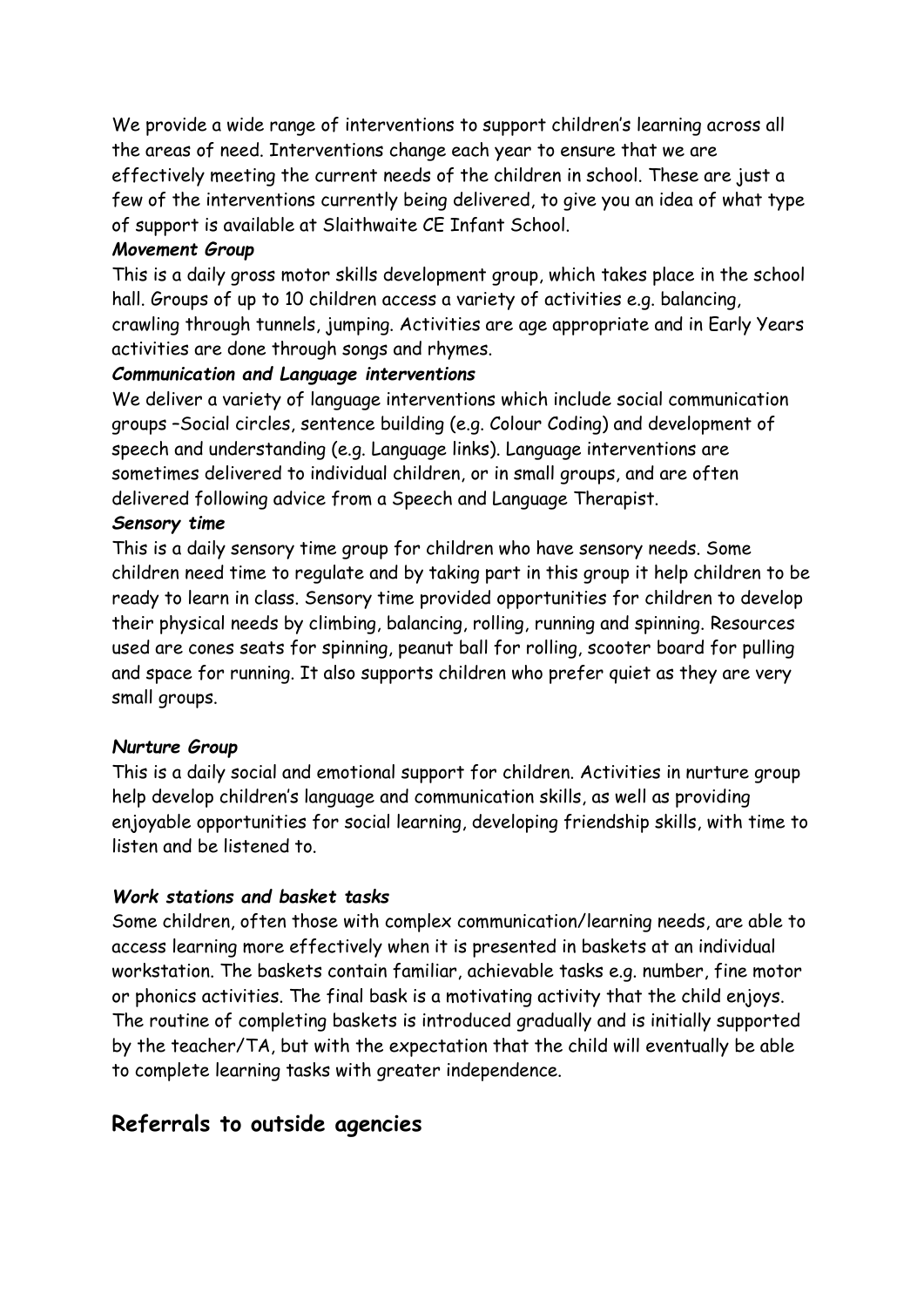We provide a wide range of interventions to support children's learning across all the areas of need. Interventions change each year to ensure that we are effectively meeting the current needs of the children in school. These are just a few of the interventions currently being delivered, to give you an idea of what type of support is available at Slaithwaite CE Infant School.

***Movement Group***

This is a daily gross motor skills development group, which takes place in the school hall. Groups of up to 10 children access a variety of activities e.g. balancing, crawling through tunnels, jumping. Activities are age appropriate and in Early Years activities are done through songs and rhymes.

***Communication and Language interventions***

We deliver a variety of language interventions which include social communication groups –Social circles, sentence building (e.g. Colour Coding) and development of speech and understanding (e.g. Language links). Language interventions are sometimes delivered to individual children, or in small groups, and are often delivered following advice from a Speech and Language Therapist.

***Sensory time***

This is a daily sensory time group for children who have sensory needs. Some children need time to regulate and by taking part in this group it help children to be ready to learn in class. Sensory time provided opportunities for children to develop their physical needs by climbing, balancing, rolling, running and spinning. Resources used are cones seats for spinning, peanut ball for rolling, scooter board for pulling and space for running. It also supports children who prefer quiet as they are very small groups.

***Nurture Group***

This is a daily social and emotional support for children. Activities in nurture group help develop children's language and communication skills, as well as providing enjoyable opportunities for social learning, developing friendship skills, with time to listen and be listened to.

***Work stations and basket tasks***

Some children, often those with complex communication/learning needs, are able to access learning more effectively when it is presented in baskets at an individual workstation. The baskets contain familiar, achievable tasks e.g. number, fine motor or phonics activities. The final bask is a motivating activity that the child enjoys. The routine of completing baskets is introduced gradually and is initially supported by the teacher/TA, but with the expectation that the child will eventually be able to complete learning tasks with greater independence.

## Referrals to outside agencies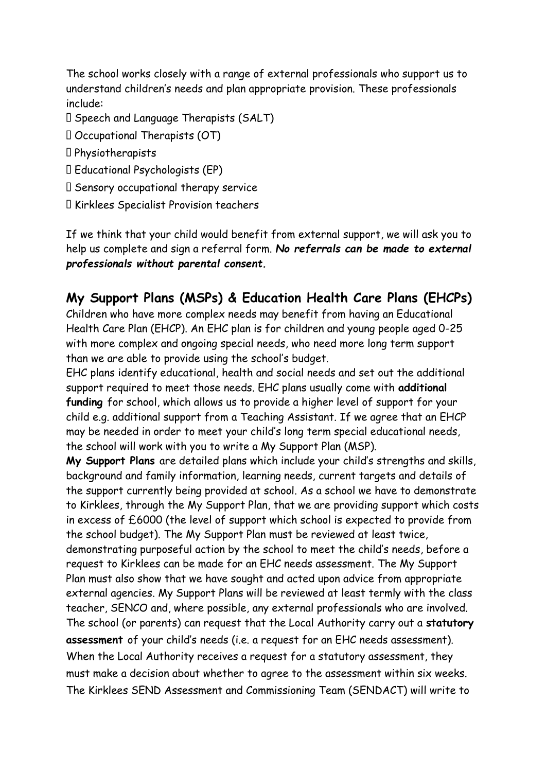The school works closely with a range of external professionals who support us to understand children's needs and plan appropriate provision. These professionals include:

- Speech and Language Therapists (SALT)
- Occupational Therapists (OT)
- Physiotherapists
- Educational Psychologists (EP)
- Sensory occupational therapy service
- Kirklees Specialist Provision teachers

If we think that your child would benefit from external support, we will ask you to help us complete and sign a referral form. ***No referrals can be made to external professionals without parental consent.***

## My Support Plans (MSPs) & Education Health Care Plans (EHCPs)

Children who have more complex needs may benefit from having an Educational Health Care Plan (EHCP). An EHC plan is for children and young people aged 0-25 with more complex and ongoing special needs, who need more long term support than we are able to provide using the school's budget.

EHC plans identify educational, health and social needs and set out the additional support required to meet those needs. EHC plans usually come with **additional funding** for school, which allows us to provide a higher level of support for your child e.g. additional support from a Teaching Assistant. If we agree that an EHCP may be needed in order to meet your child's long term special educational needs, the school will work with you to write a My Support Plan (MSP).

**My Support Plans** are detailed plans which include your child's strengths and skills, background and family information, learning needs, current targets and details of the support currently being provided at school. As a school we have to demonstrate to Kirklees, through the My Support Plan, that we are providing support which costs in excess of £6000 (the level of support which school is expected to provide from the school budget). The My Support Plan must be reviewed at least twice, demonstrating purposeful action by the school to meet the child's needs, before a request to Kirklees can be made for an EHC needs assessment. The My Support Plan must also show that we have sought and acted upon advice from appropriate external agencies. My Support Plans will be reviewed at least termly with the class teacher, SENCO and, where possible, any external professionals who are involved.

The school (or parents) can request that the Local Authority carry out a **statutory assessment** of your child's needs (i.e. a request for an EHC needs assessment). When the Local Authority receives a request for a statutory assessment, they must make a decision about whether to agree to the assessment within six weeks. The Kirklees SEND Assessment and Commissioning Team (SENDACT) will write to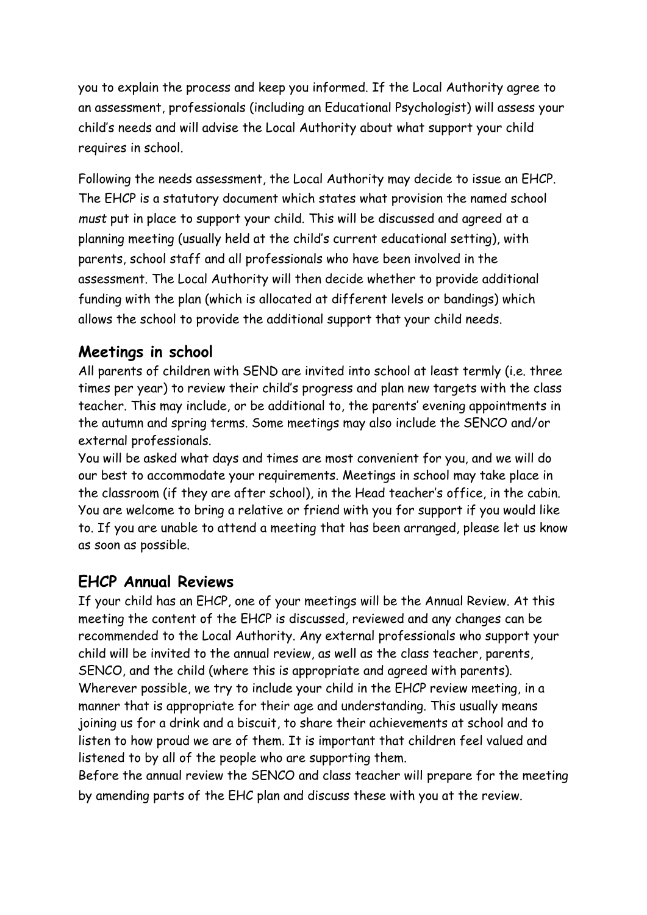you to explain the process and keep you informed. If the Local Authority agree to an assessment, professionals (including an Educational Psychologist) will assess your child's needs and will advise the Local Authority about what support your child requires in school.

Following the needs assessment, the Local Authority may decide to issue an EHCP. The EHCP is a statutory document which states what provision the named school *must* put in place to support your child. This will be discussed and agreed at a planning meeting (usually held at the child's current educational setting), with parents, school staff and all professionals who have been involved in the assessment. The Local Authority will then decide whether to provide additional funding with the plan (which is allocated at different levels or bandings) which allows the school to provide the additional support that your child needs.

## Meetings in school

All parents of children with SEND are invited into school at least termly (i.e. three times per year) to review their child's progress and plan new targets with the class teacher. This may include, or be additional to, the parents' evening appointments in the autumn and spring terms. Some meetings may also include the SENCO and/or external professionals.

You will be asked what days and times are most convenient for you, and we will do our best to accommodate your requirements. Meetings in school may take place in the classroom (if they are after school), in the Head teacher's office, in the cabin. You are welcome to bring a relative or friend with you for support if you would like to. If you are unable to attend a meeting that has been arranged, please let us know as soon as possible.

## EHCP Annual Reviews

If your child has an EHCP, one of your meetings will be the Annual Review. At this meeting the content of the EHCP is discussed, reviewed and any changes can be recommended to the Local Authority. Any external professionals who support your child will be invited to the annual review, as well as the class teacher, parents, SENCO, and the child (where this is appropriate and agreed with parents). Wherever possible, we try to include your child in the EHCP review meeting, in a manner that is appropriate for their age and understanding. This usually means joining us for a drink and a biscuit, to share their achievements at school and to listen to how proud we are of them. It is important that children feel valued and listened to by all of the people who are supporting them.

Before the annual review the SENCO and class teacher will prepare for the meeting by amending parts of the EHC plan and discuss these with you at the review.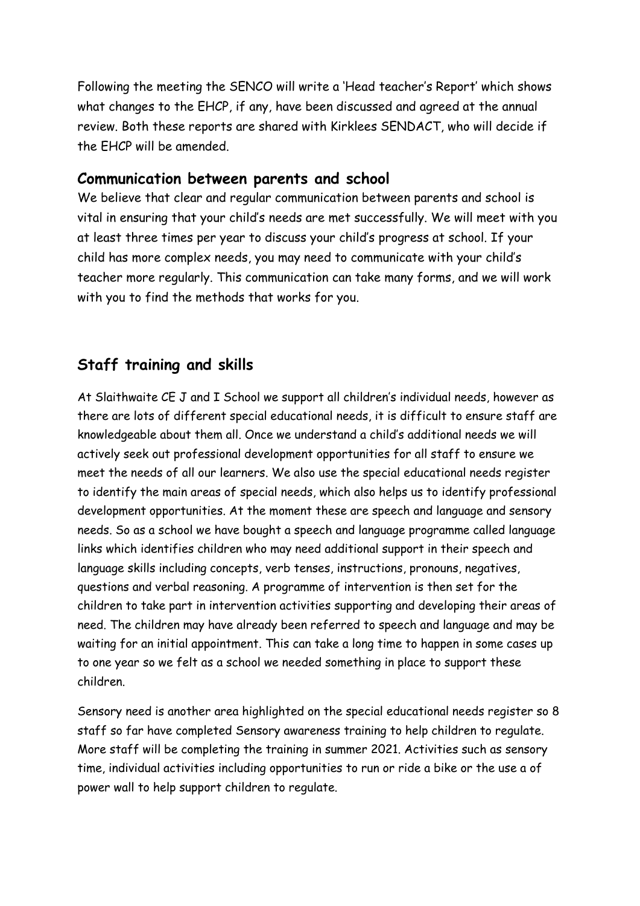Following the meeting the SENCO will write a 'Head teacher's Report' which shows what changes to the EHCP, if any, have been discussed and agreed at the annual review. Both these reports are shared with Kirklees SENDACT, who will decide if the EHCP will be amended.

## Communication between parents and school

We believe that clear and regular communication between parents and school is vital in ensuring that your child's needs are met successfully. We will meet with you at least three times per year to discuss your child's progress at school. If your child has more complex needs, you may need to communicate with your child's teacher more regularly. This communication can take many forms, and we will work with you to find the methods that works for you.

## Staff training and skills

At Slaithwaite CE J and I School we support all children's individual needs, however as there are lots of different special educational needs, it is difficult to ensure staff are knowledgeable about them all. Once we understand a child's additional needs we will actively seek out professional development opportunities for all staff to ensure we meet the needs of all our learners. We also use the special educational needs register to identify the main areas of special needs, which also helps us to identify professional development opportunities. At the moment these are speech and language and sensory needs. So as a school we have bought a speech and language programme called language links which identifies children who may need additional support in their speech and language skills including concepts, verb tenses, instructions, pronouns, negatives, questions and verbal reasoning. A programme of intervention is then set for the children to take part in intervention activities supporting and developing their areas of need. The children may have already been referred to speech and language and may be waiting for an initial appointment. This can take a long time to happen in some cases up to one year so we felt as a school we needed something in place to support these children.

Sensory need is another area highlighted on the special educational needs register so 8 staff so far have completed Sensory awareness training to help children to regulate. More staff will be completing the training in summer 2021. Activities such as sensory time, individual activities including opportunities to run or ride a bike or the use a of power wall to help support children to regulate.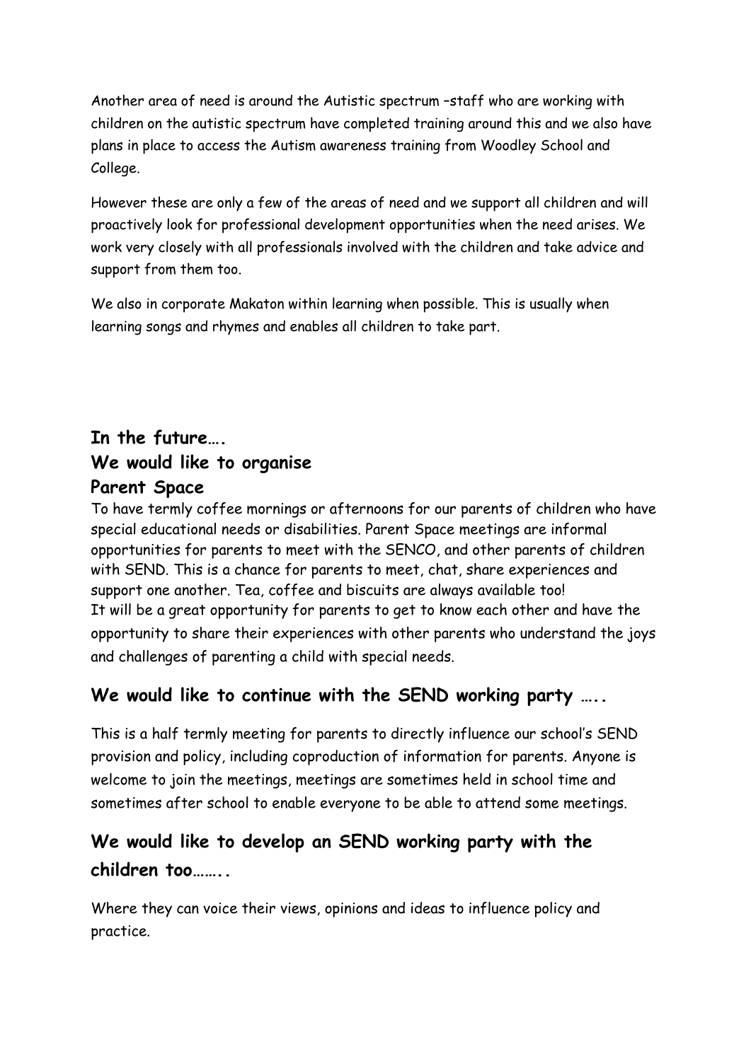Another area of need is around the Autistic spectrum –staff who are working with children on the autistic spectrum have completed training around this and we also have plans in place to access the Autism awareness training from Woodley School and College.

However these are only a few of the areas of need and we support all children and will proactively look for professional development opportunities when the need arises. We work very closely with all professionals involved with the children and take advice and support from them too.

We also in corporate Makaton within learning when possible. This is usually when learning songs and rhymes and enables all children to take part.

## In the future….

## We would like to organise

## Parent Space

To have termly coffee mornings or afternoons for our parents of children who have special educational needs or disabilities. Parent Space meetings are informal opportunities for parents to meet with the SENCO, and other parents of children with SEND. This is a chance for parents to meet, chat, share experiences and support one another. Tea, coffee and biscuits are always available too!
It will be a great opportunity for parents to get to know each other and have the opportunity to share their experiences with other parents who understand the joys and challenges of parenting a child with special needs.

## We would like to continue with the SEND working party …..

This is a half termly meeting for parents to directly influence our school's SEND provision and policy, including coproduction of information for parents. Anyone is welcome to join the meetings, meetings are sometimes held in school time and sometimes after school to enable everyone to be able to attend some meetings.

## We would like to develop an SEND working party with the children too……..

Where they can voice their views, opinions and ideas to influence policy and practice.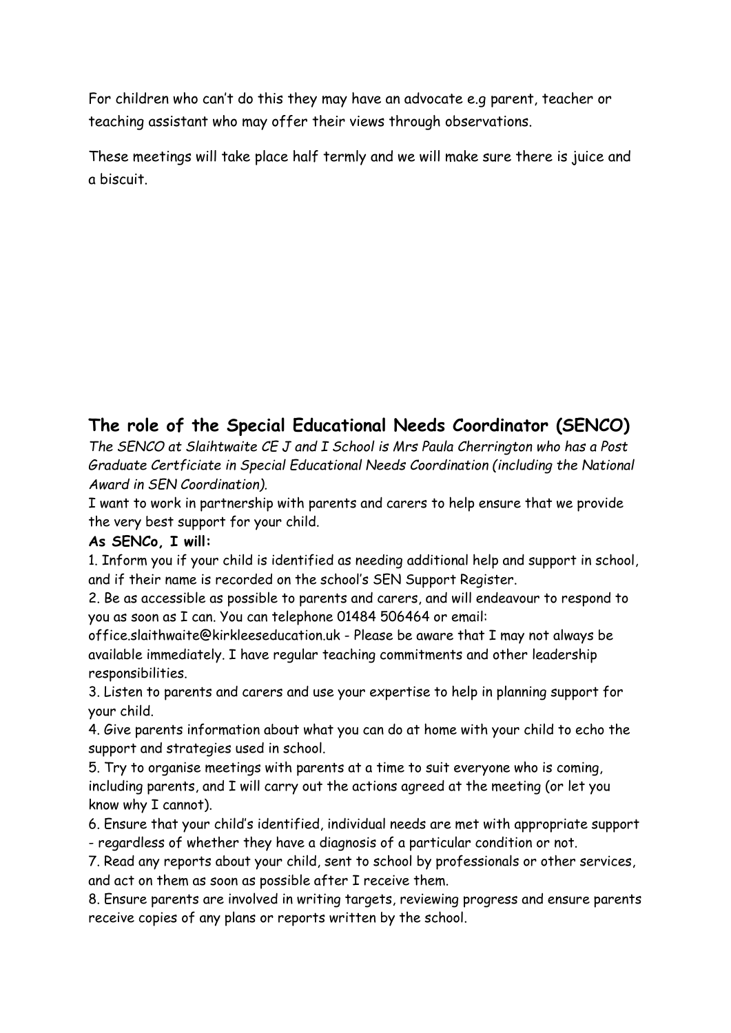For children who can't do this they may have an advocate e.g parent, teacher or teaching assistant who may offer their views through observations.

These meetings will take place half termly and we will make sure there is juice and a biscuit.

## The role of the Special Educational Needs Coordinator (SENCO)

*The SENCO at Slaihtwaite CE J and I School is Mrs Paula Cherrington who has a Post Graduate Certficiate in Special Educational Needs Coordination (including the National Award in SEN Coordination).*

I want to work in partnership with parents and carers to help ensure that we provide the very best support for your child.

**As SENCo, I will:**

1. Inform you if your child is identified as needing additional help and support in school, and if their name is recorded on the school's SEN Support Register.
2. Be as accessible as possible to parents and carers, and will endeavour to respond to you as soon as I can. You can telephone 01484 506464 or email: office.slaithwaite@kirkleeseducation.uk - Please be aware that I may not always be available immediately. I have regular teaching commitments and other leadership responsibilities.
3. Listen to parents and carers and use your expertise to help in planning support for your child.
4. Give parents information about what you can do at home with your child to echo the support and strategies used in school.
5. Try to organise meetings with parents at a time to suit everyone who is coming, including parents, and I will carry out the actions agreed at the meeting (or let you know why I cannot).
6. Ensure that your child's identified, individual needs are met with appropriate support - regardless of whether they have a diagnosis of a particular condition or not.
7. Read any reports about your child, sent to school by professionals or other services, and act on them as soon as possible after I receive them.
8. Ensure parents are involved in writing targets, reviewing progress and ensure parents receive copies of any plans or reports written by the school.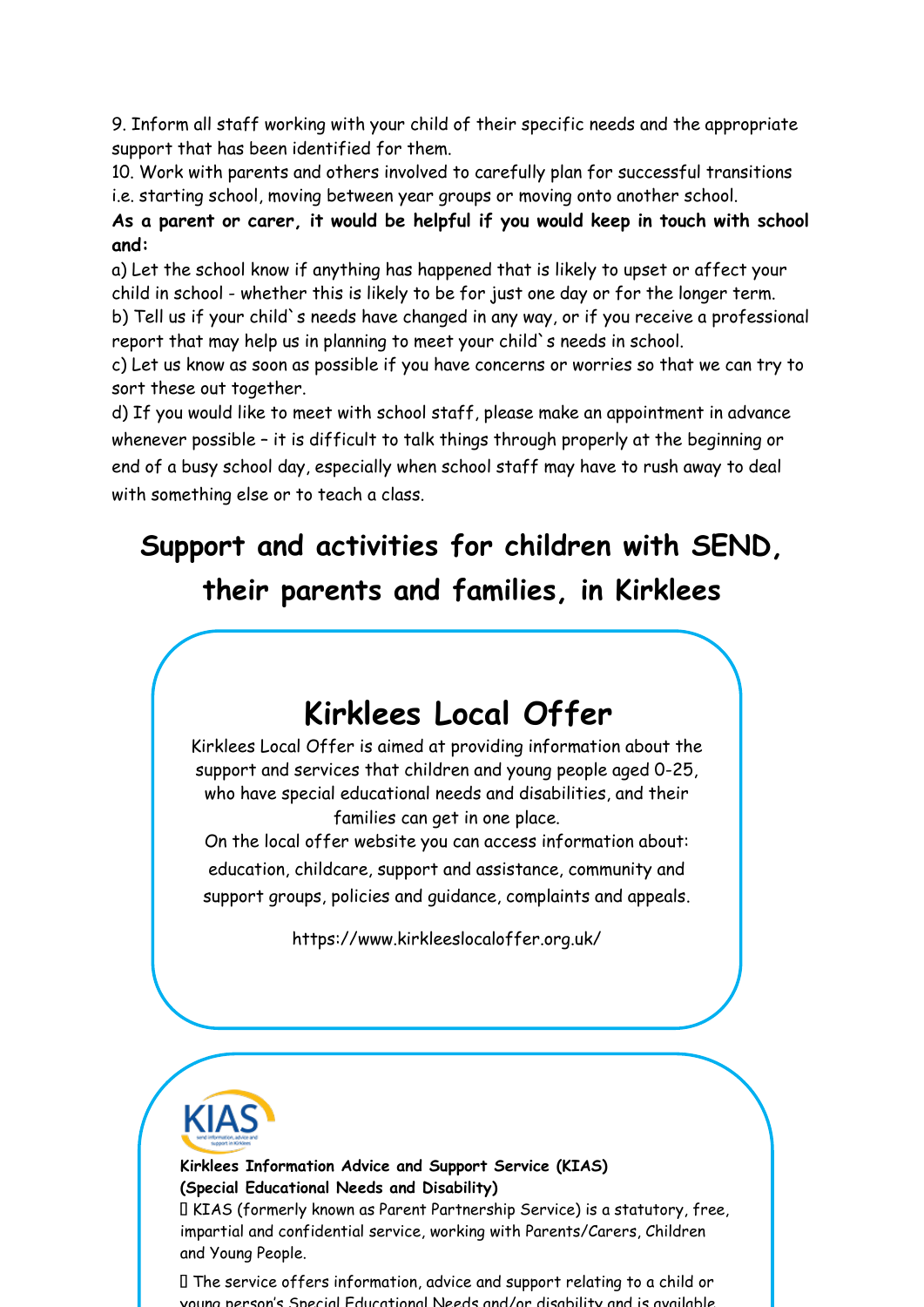9. Inform all staff working with your child of their specific needs and the appropriate support that has been identified for them.

10. Work with parents and others involved to carefully plan for successful transitions i.e. starting school, moving between year groups or moving onto another school.

**As a parent or carer, it would be helpful if you would keep in touch with school and:**

a) Let the school know if anything has happened that is likely to upset or affect your child in school - whether this is likely to be for just one day or for the longer term.

b) Tell us if your child`s needs have changed in any way, or if you receive a professional report that may help us in planning to meet your child`s needs in school.

c) Let us know as soon as possible if you have concerns or worries so that we can try to sort these out together.

d) If you would like to meet with school staff, please make an appointment in advance whenever possible – it is difficult to talk things through properly at the beginning or end of a busy school day, especially when school staff may have to rush away to deal with something else or to teach a class.

# Support and activities for children with SEND, their parents and families, in Kirklees

## Kirklees Local Offer

Kirklees Local Offer is aimed at providing information about the support and services that children and young people aged 0-25, who have special educational needs and disabilities, and their families can get in one place.

On the local offer website you can access information about: education, childcare, support and assistance, community and support groups, policies and guidance, complaints and appeals.

https://www.kirkleeslocaloffer.org.uk/

KIAS send information, advice and support in Kirklees

**Kirklees Information Advice and Support Service (KIAS)**
**(Special Educational Needs and Disability)**

- KIAS (formerly known as Parent Partnership Service) is a statutory, free, impartial and confidential service, working with Parents/Carers, Children and Young People.
- The service offers information, advice and support relating to a child or young person's Special Educational Needs and/or disability and is available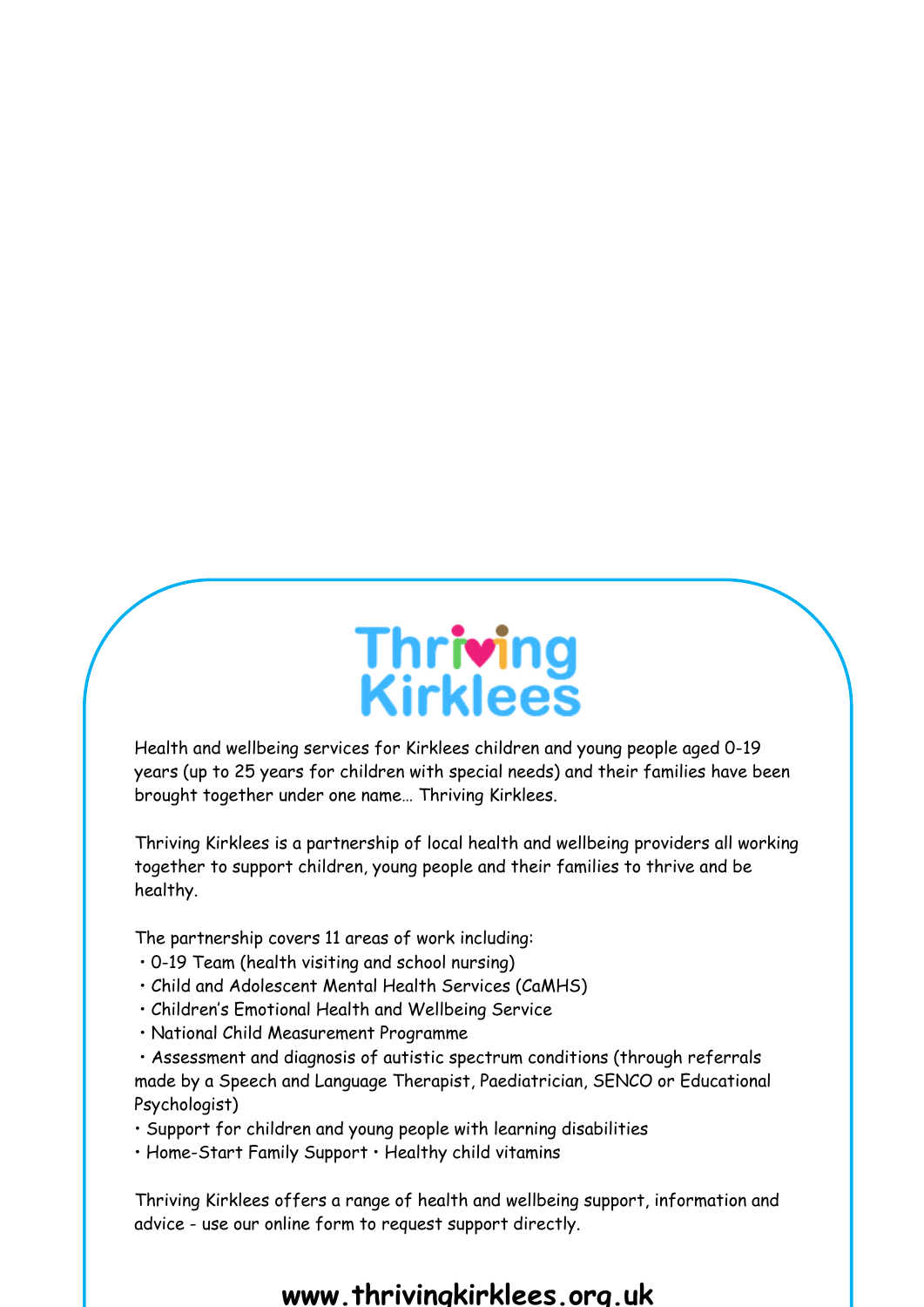# Thriving Kirklees

Health and wellbeing services for Kirklees children and young people aged 0-19 years (up to 25 years for children with special needs) and their families have been brought together under one name… Thriving Kirklees.

Thriving Kirklees is a partnership of local health and wellbeing providers all working together to support children, young people and their families to thrive and be healthy.

The partnership covers 11 areas of work including:

- 0-19 Team (health visiting and school nursing)
- Child and Adolescent Mental Health Services (CaMHS)
- Children's Emotional Health and Wellbeing Service
- National Child Measurement Programme
- Assessment and diagnosis of autistic spectrum conditions (through referrals made by a Speech and Language Therapist, Paediatrician, SENCO or Educational Psychologist)
- Support for children and young people with learning disabilities
- Home-Start Family Support • Healthy child vitamins

Thriving Kirklees offers a range of health and wellbeing support, information and advice - use our online form to request support directly.

**www.thrivingkirklees.org.uk**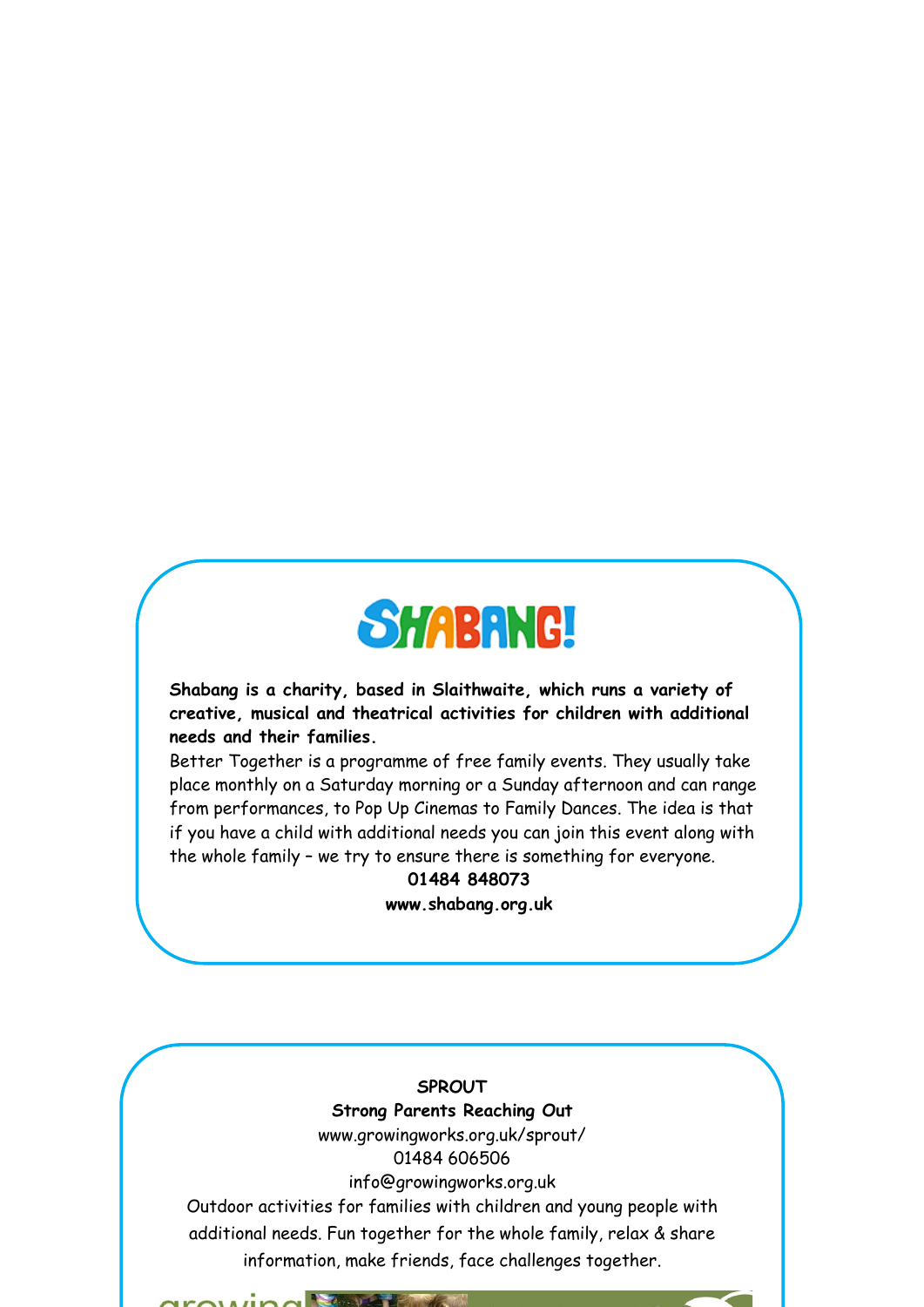## SHABANG!

**Shabang is a charity, based in Slaithwaite, which runs a variety of creative, musical and theatrical activities for children with additional needs and their families.**

Better Together is a programme of free family events. They usually take place monthly on a Saturday morning or a Sunday afternoon and can range from performances, to Pop Up Cinemas to Family Dances. The idea is that if you have a child with additional needs you can join this event along with the whole family – we try to ensure there is something for everyone.

**01484 848073**

**www.shabang.org.uk**

**SPROUT**

**Strong Parents Reaching Out**

www.growingworks.org.uk/sprout/

01484 606506

info@growingworks.org.uk

Outdoor activities for families with children and young people with additional needs. Fun together for the whole family, relax & share information, make friends, face challenges together.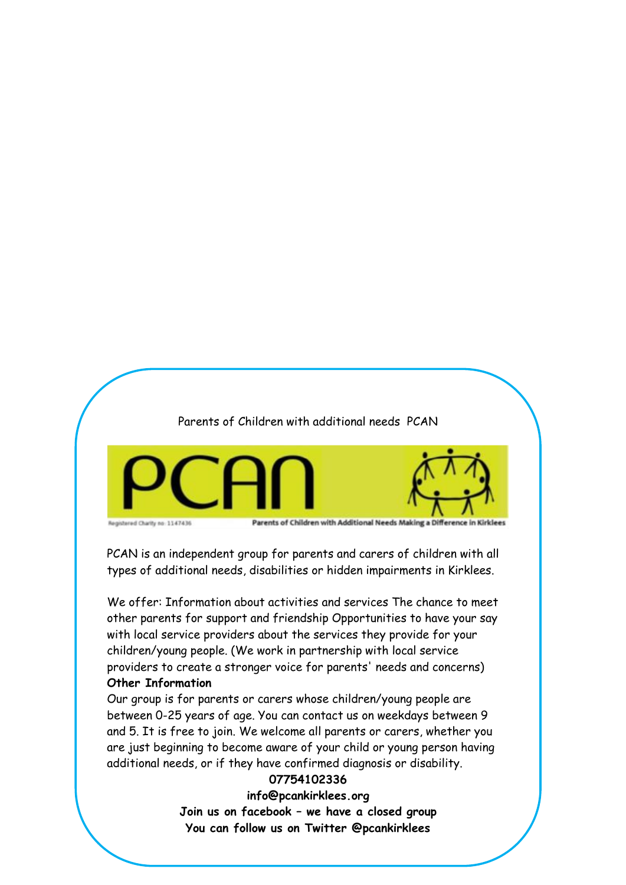Parents of Children with additional needs PCAN

PCAN

Registered Charity no: 1147436

Parents of Children with Additional Needs Making a Difference in Kirklees

PCAN is an independent group for parents and carers of children with all types of additional needs, disabilities or hidden impairments in Kirklees.

We offer: Information about activities and services The chance to meet other parents for support and friendship Opportunities to have your say with local service providers about the services they provide for your children/young people. (We work in partnership with local service providers to create a stronger voice for parents' needs and concerns)

**Other Information**

Our group is for parents or carers whose children/young people are between 0-25 years of age. You can contact us on weekdays between 9 and 5. It is free to join. We welcome all parents or carers, whether you are just beginning to become aware of your child or young person having additional needs, or if they have confirmed diagnosis or disability.

**07754102336**

**info@pcankirklees.org**

**Join us on facebook – we have a closed group**

**You can follow us on Twitter @pcankirklees**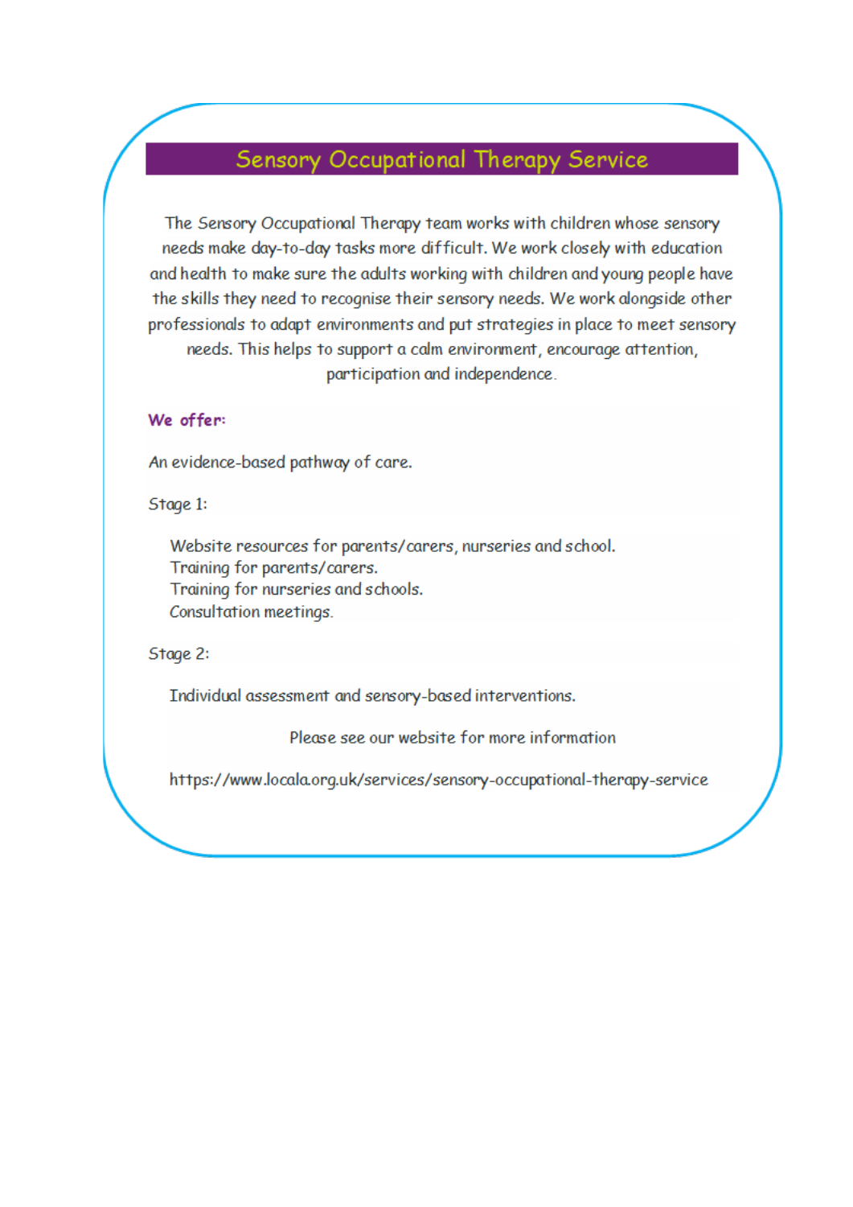## Sensory Occupational Therapy Service

The Sensory Occupational Therapy team works with children whose sensory needs make day-to-day tasks more difficult. We work closely with education and health to make sure the adults working with children and young people have the skills they need to recognise their sensory needs. We work alongside other professionals to adapt environments and put strategies in place to meet sensory needs. This helps to support a calm environment, encourage attention, participation and independence.

**We offer:**

An evidence-based pathway of care.

Stage 1:

- Website resources for parents/carers, nurseries and school.
- Training for parents/carers.
- Training for nurseries and schools.
- Consultation meetings.

Stage 2:

- Individual assessment and sensory-based interventions.

Please see our website for more information

https://www.locala.org.uk/services/sensory-occupational-therapy-service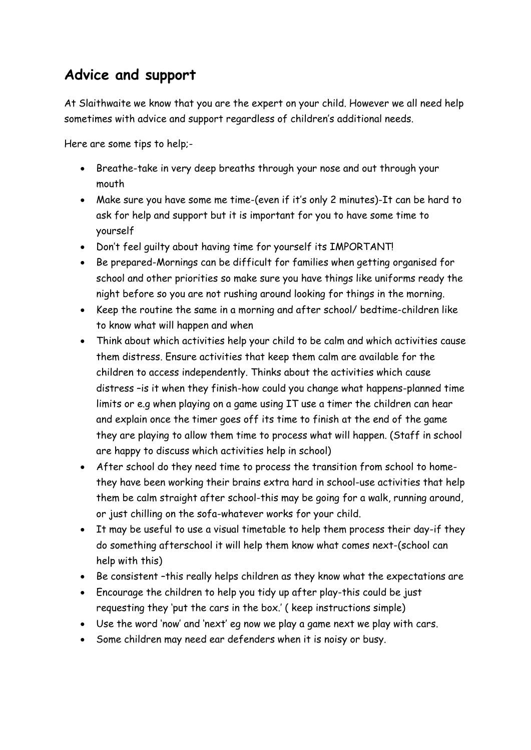## Advice and support

At Slaithwaite we know that you are the expert on your child. However we all need help sometimes with advice and support regardless of children's additional needs.

Here are some tips to help;-

- Breathe-take in very deep breaths through your nose and out through your mouth
- Make sure you have some me time-(even if it's only 2 minutes)-It can be hard to ask for help and support but it is important for you to have some time to yourself
- Don't feel guilty about having time for yourself its IMPORTANT!
- Be prepared-Mornings can be difficult for families when getting organised for school and other priorities so make sure you have things like uniforms ready the night before so you are not rushing around looking for things in the morning.
- Keep the routine the same in a morning and after school/ bedtime-children like to know what will happen and when
- Think about which activities help your child to be calm and which activities cause them distress. Ensure activities that keep them calm are available for the children to access independently. Thinks about the activities which cause distress –is it when they finish-how could you change what happens-planned time limits or e.g when playing on a game using IT use a timer the children can hear and explain once the timer goes off its time to finish at the end of the game they are playing to allow them time to process what will happen. (Staff in school are happy to discuss which activities help in school)
- After school do they need time to process the transition from school to home-they have been working their brains extra hard in school-use activities that help them be calm straight after school-this may be going for a walk, running around, or just chilling on the sofa-whatever works for your child.
- It may be useful to use a visual timetable to help them process their day-if they do something afterschool it will help them know what comes next-(school can help with this)
- Be consistent –this really helps children as they know what the expectations are
- Encourage the children to help you tidy up after play-this could be just requesting they 'put the cars in the box.' ( keep instructions simple)
- Use the word 'now' and 'next' eg now we play a game next we play with cars.
- Some children may need ear defenders when it is noisy or busy.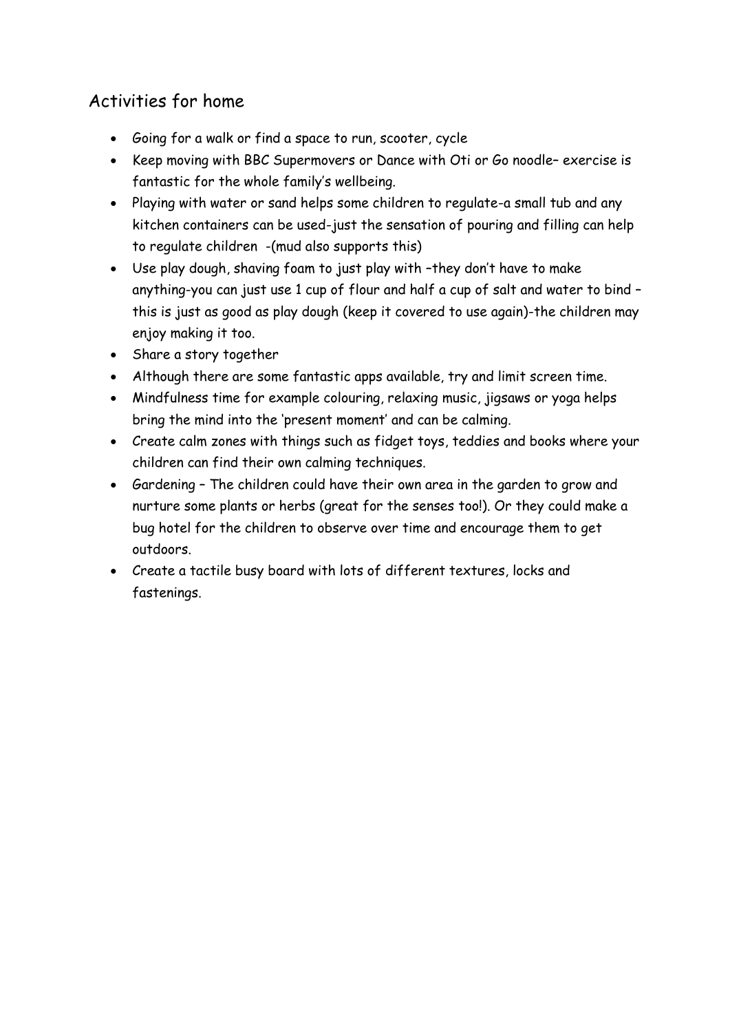## Activities for home

- Going for a walk or find a space to run, scooter, cycle
- Keep moving with BBC Supermovers or Dance with Oti or Go noodle– exercise is fantastic for the whole family's wellbeing.
- Playing with water or sand helps some children to regulate-a small tub and any kitchen containers can be used-just the sensation of pouring and filling can help to regulate children -(mud also supports this)
- Use play dough, shaving foam to just play with –they don't have to make anything-you can just use 1 cup of flour and half a cup of salt and water to bind – this is just as good as play dough (keep it covered to use again)-the children may enjoy making it too.
- Share a story together
- Although there are some fantastic apps available, try and limit screen time.
- Mindfulness time for example colouring, relaxing music, jigsaws or yoga helps bring the mind into the 'present moment' and can be calming.
- Create calm zones with things such as fidget toys, teddies and books where your children can find their own calming techniques.
- Gardening – The children could have their own area in the garden to grow and nurture some plants or herbs (great for the senses too!). Or they could make a bug hotel for the children to observe over time and encourage them to get outdoors.
- Create a tactile busy board with lots of different textures, locks and fastenings.